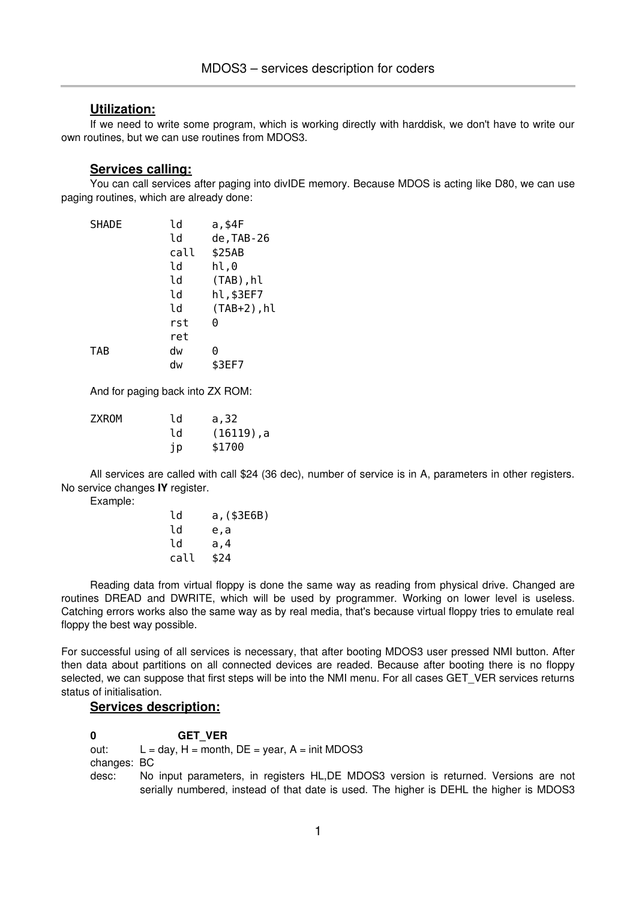# MDOS3 – services description for coders

## Utilization:

If we need to write some program, which is working directly with harddisk, we don't have to write our own routines, but we can use routines from MDOS3.

## Services calling:

You can call services after paging into divIDE memory. Because MDOS is acting like D80, we can use paging routines, which are already done:

```
SHADE       ld      a,$4F
            ld      de,TAB-26
            call    $25AB
            ld      hl,0
            ld      (TAB),hl
            ld      hl,$3EF7
            ld      (TAB+2),hl
            rst     0
            ret
TAB         dw      0
            dw      $3EF7
```

And for paging back into ZX ROM:

```
ZXROM       ld      a,32
            ld      (16119),a
            jp      $1700
```

All services are called with call $24 (36 dec), number of service is in A, parameters in other registers. No service changes **IY** register.

Example:

```
            ld      a,($3E6B)
            ld      e,a
            ld      a,4
            call    $24
```

Reading data from virtual floppy is done the same way as reading from physical drive. Changed are routines DREAD and DWRITE, which will be used by programmer. Working on lower level is useless. Catching errors works also the same way as by real media, that's because virtual floppy tries to emulate real floppy the best way possible.

For successful using of all services is necessary, that after booting MDOS3 user pressed NMI button. After then data about partitions on all connected devices are readed. Because after booting there is no floppy selected, we can suppose that first steps will be into the NMI menu. For all cases GET_VER services returns status of initialisation.

## Services description:

**0 GET_VER**

out: L = day, H = month, DE = year, A = init MDOS3

changes: BC

desc: No input parameters, in registers HL,DE MDOS3 version is returned. Versions are not serially numbered, instead of that date is used. The higher is DEHL the higher is MDOS3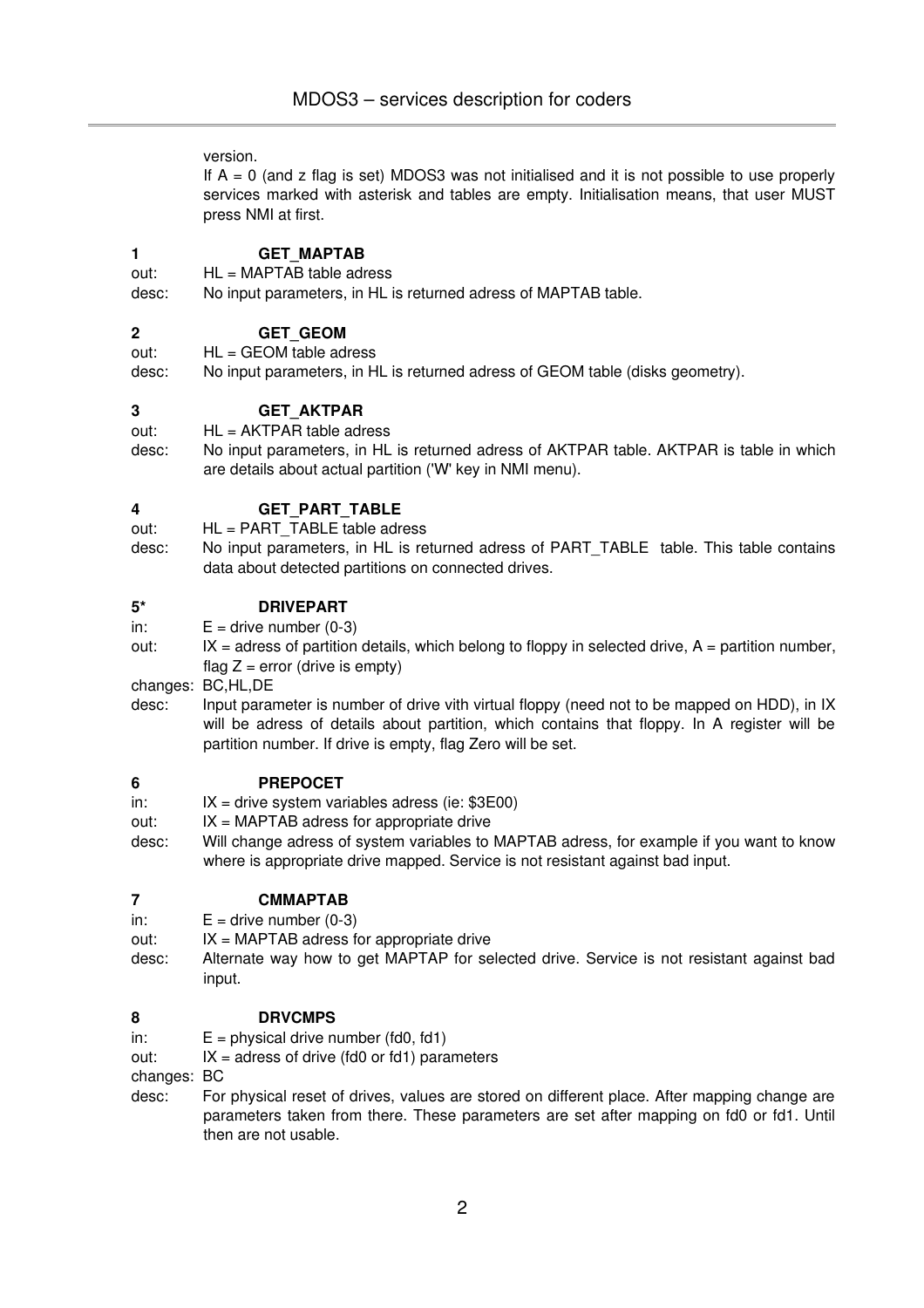version.

If A = 0 (and z flag is set) MDOS3 was not initialised and it is not possible to use properly services marked with asterisk and tables are empty. Initialisation means, that user MUST press NMI at first.

**1 GET_MAPTAB**

out: HL = MAPTAB table adress

desc: No input parameters, in HL is returned adress of MAPTAB table.

**2 GET_GEOM**

out: HL = GEOM table adress

desc: No input parameters, in HL is returned adress of GEOM table (disks geometry).

**3 GET_AKTPAR**

out: HL = AKTPAR table adress

desc: No input parameters, in HL is returned adress of AKTPAR table. AKTPAR is table in which are details about actual partition ('W' key in NMI menu).

**4 GET_PART_TABLE**

out: HL = PART_TABLE table adress

desc: No input parameters, in HL is returned adress of PART_TABLE table. This table contains data about detected partitions on connected drives.

**5* DRIVEPART**

in: E = drive number (0-3)

out: IX = adress of partition details, which belong to floppy in selected drive, A = partition number, flag Z = error (drive is empty)

changes: BC,HL,DE

desc: Input parameter is number of drive vith virtual floppy (need not to be mapped on HDD), in IX will be adress of details about partition, which contains that floppy. In A register will be partition number. If drive is empty, flag Zero will be set.

**6 PREPOCET**

in: IX = drive system variables adress (ie: $3E00)

out: IX = MAPTAB adress for appropriate drive

desc: Will change adress of system variables to MAPTAB adress, for example if you want to know where is appropriate drive mapped. Service is not resistant against bad input.

**7 CMMAPTAB**

in: E = drive number (0-3)

out: IX = MAPTAB adress for appropriate drive

desc: Alternate way how to get MAPTAP for selected drive. Service is not resistant against bad input.

**8 DRVCMPS**

in: E = physical drive number (fd0, fd1)

out: IX = adress of drive (fd0 or fd1) parameters

changes: BC

desc: For physical reset of drives, values are stored on different place. After mapping change are parameters taken from there. These parameters are set after mapping on fd0 or fd1. Until then are not usable.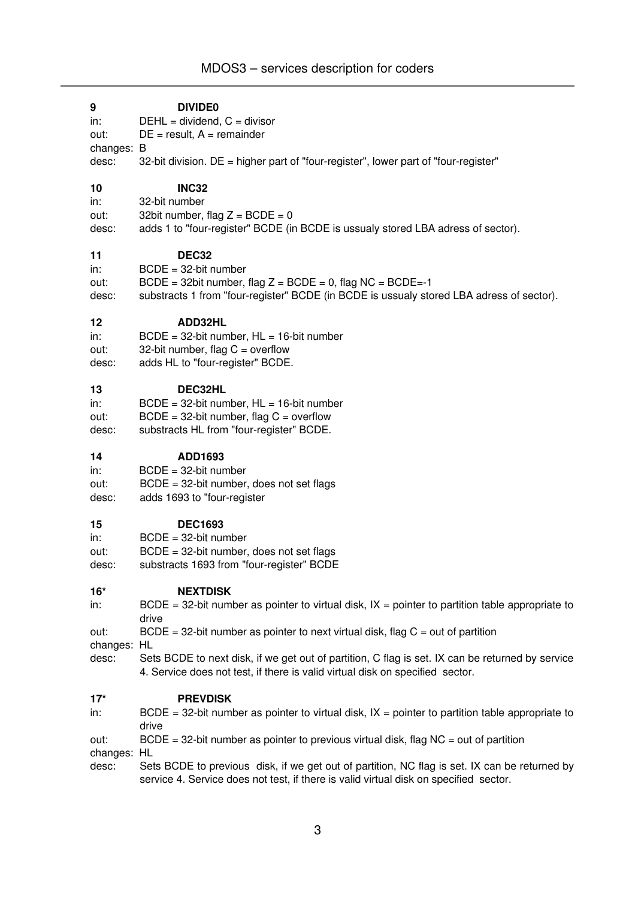**9** **DIVIDE0**

in: DEHL = dividend, C = divisor
out: DE = result, A = remainder
changes: B
desc: 32-bit division. DE = higher part of "four-register", lower part of "four-register"

**10** **INC32**

in: 32-bit number
out: 32bit number, flag Z = BCDE = 0
desc: adds 1 to "four-register" BCDE (in BCDE is ussualy stored LBA adress of sector).

**11** **DEC32**

in: BCDE = 32-bit number
out: BCDE = 32bit number, flag Z = BCDE = 0, flag NC = BCDE=-1
desc: substracts 1 from "four-register" BCDE (in BCDE is ussualy stored LBA adress of sector).

**12** **ADD32HL**

in: BCDE = 32-bit number, HL = 16-bit number
out: 32-bit number, flag C = overflow
desc: adds HL to "four-register" BCDE.

**13** **DEC32HL**

in: BCDE = 32-bit number, HL = 16-bit number
out: BCDE = 32-bit number, flag C = overflow
desc: substracts HL from "four-register" BCDE.

**14** **ADD1693**

in: BCDE = 32-bit number
out: BCDE = 32-bit number, does not set flags
desc: adds 1693 to "four-register

**15** **DEC1693**

in: BCDE = 32-bit number
out: BCDE = 32-bit number, does not set flags
desc: substracts 1693 from "four-register" BCDE

**16*** **NEXTDISK**

in: BCDE = 32-bit number as pointer to virtual disk, IX = pointer to partition table appropriate to drive
out: BCDE = 32-bit number as pointer to next virtual disk, flag C = out of partition
changes: HL
desc: Sets BCDE to next disk, if we get out of partition, C flag is set. IX can be returned by service 4. Service does not test, if there is valid virtual disk on specified sector.

**17*** **PREVDISK**

in: BCDE = 32-bit number as pointer to virtual disk, IX = pointer to partition table appropriate to drive
out: BCDE = 32-bit number as pointer to previous virtual disk, flag NC = out of partition
changes: HL
desc: Sets BCDE to previous disk, if we get out of partition, NC flag is set. IX can be returned by service 4. Service does not test, if there is valid virtual disk on specified sector.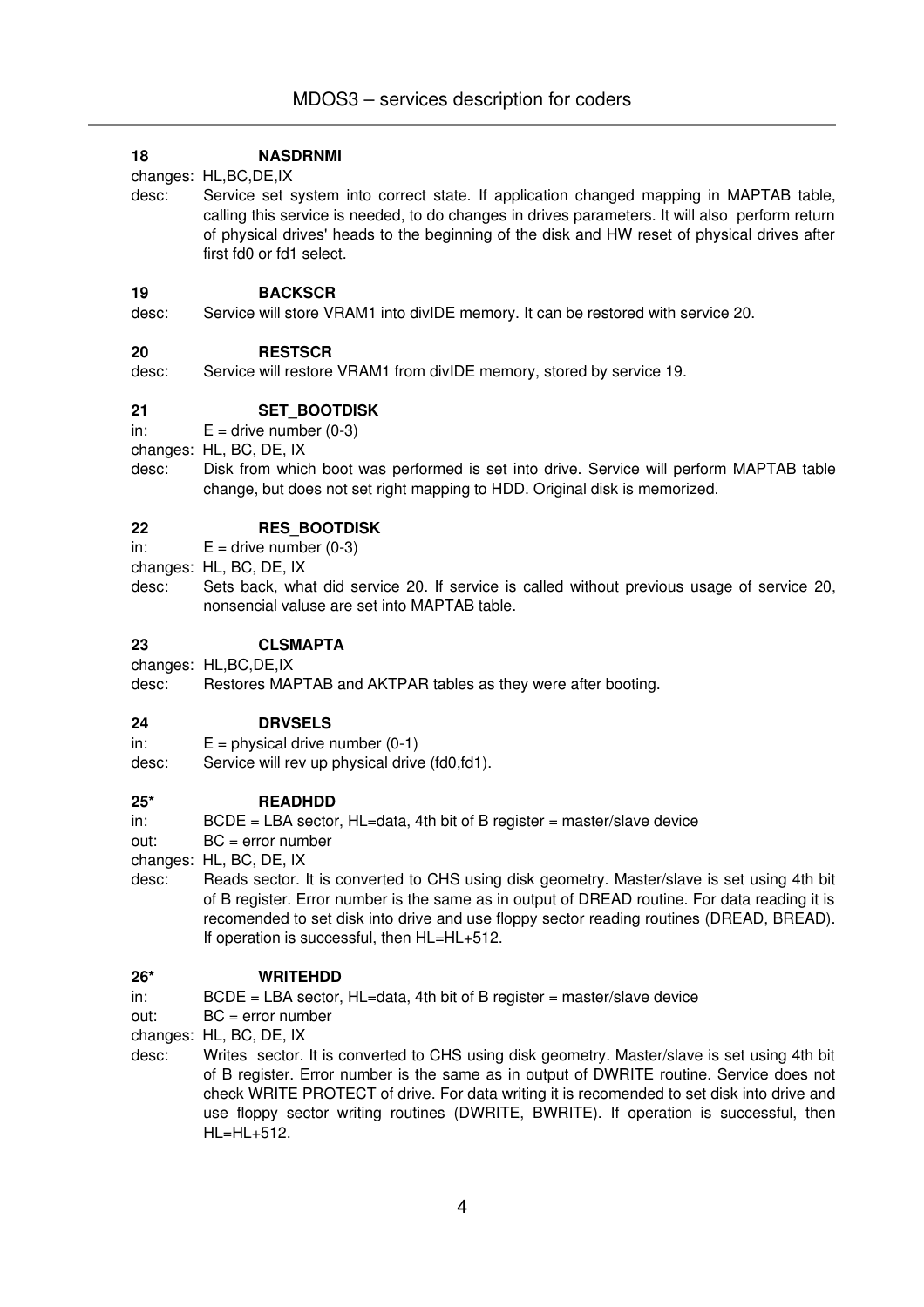### 18 NASDRNMI

changes: HL,BC,DE,IX

desc: Service set system into correct state. If application changed mapping in MAPTAB table, calling this service is needed, to do changes in drives parameters. It will also perform return of physical drives' heads to the beginning of the disk and HW reset of physical drives after first fd0 or fd1 select.

### 19 BACKSCR

desc: Service will store VRAM1 into divIDE memory. It can be restored with service 20.

### 20 RESTSCR

desc: Service will restore VRAM1 from divIDE memory, stored by service 19.

### 21 SET_BOOTDISK

in: E = drive number (0-3)

changes: HL, BC, DE, IX

desc: Disk from which boot was performed is set into drive. Service will perform MAPTAB table change, but does not set right mapping to HDD. Original disk is memorized.

### 22 RES_BOOTDISK

in: E = drive number (0-3)

changes: HL, BC, DE, IX

desc: Sets back, what did service 20. If service is called without previous usage of service 20, nonsencial valuse are set into MAPTAB table.

### 23 CLSMAPTA

changes: HL,BC,DE,IX

desc: Restores MAPTAB and AKTPAR tables as they were after booting.

### 24 DRVSELS

in: E = physical drive number (0-1)

desc: Service will rev up physical drive (fd0,fd1).

### 25* READHDD

in: BCDE = LBA sector, HL=data, 4th bit of B register = master/slave device

out: BC = error number

changes: HL, BC, DE, IX

desc: Reads sector. It is converted to CHS using disk geometry. Master/slave is set using 4th bit of B register. Error number is the same as in output of DREAD routine. For data reading it is recomended to set disk into drive and use floppy sector reading routines (DREAD, BREAD). If operation is successful, then HL=HL+512.

### 26* WRITEHDD

in: BCDE = LBA sector, HL=data, 4th bit of B register = master/slave device

out: BC = error number

changes: HL, BC, DE, IX

desc: Writes sector. It is converted to CHS using disk geometry. Master/slave is set using 4th bit of B register. Error number is the same as in output of DWRITE routine. Service does not check WRITE PROTECT of drive. For data writing it is recomended to set disk into drive and use floppy sector writing routines (DWRITE, BWRITE). If operation is successful, then HL=HL+512.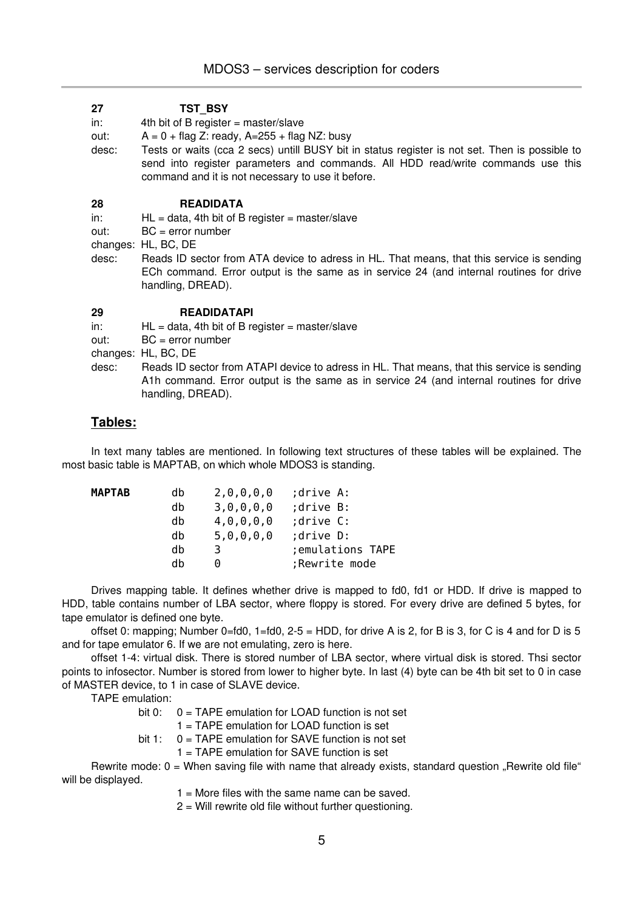**27 TST_BSY**

in: 4th bit of B register = master/slave

out: A = 0 + flag Z: ready, A=255 + flag NZ: busy

desc: Tests or waits (cca 2 secs) untill BUSY bit in status register is not set. Then is possible to send into register parameters and commands. All HDD read/write commands use this command and it is not necessary to use it before.

**28 READIDATA**

in: HL = data, 4th bit of B register = master/slave

out: BC = error number

changes: HL, BC, DE

desc: Reads ID sector from ATA device to adress in HL. That means, that this service is sending ECh command. Error output is the same as in service 24 (and internal routines for drive handling, DREAD).

**29 READIDATAPI**

in: HL = data, 4th bit of B register = master/slave

out: BC = error number

changes: HL, BC, DE

desc: Reads ID sector from ATAPI device to adress in HL. That means, that this service is sending A1h command. Error output is the same as in service 24 (and internal routines for drive handling, DREAD).

## Tables:

In text many tables are mentioned. In following text structures of these tables will be explained. The most basic table is MAPTAB, on which whole MDOS3 is standing.

```
MAPTAB    db    2,0,0,0,0   ;drive A:
          db    3,0,0,0,0   ;drive B:
          db    4,0,0,0,0   ;drive C:
          db    5,0,0,0,0   ;drive D:
          db    3           ;emulations TAPE
          db    0           ;Rewrite mode
```

Drives mapping table. It defines whether drive is mapped to fd0, fd1 or HDD. If drive is mapped to HDD, table contains number of LBA sector, where floppy is stored. For every drive are defined 5 bytes, for tape emulator is defined one byte.

offset 0: mapping; Number 0=fd0, 1=fd0, 2-5 = HDD, for drive A is 2, for B is 3, for C is 4 and for D is 5 and for tape emulator 6. If we are not emulating, zero is here.

offset 1-4: virtual disk. There is stored number of LBA sector, where virtual disk is stored. Thsi sector points to infosector. Number is stored from lower to higher byte. In last (4) byte can be 4th bit set to 0 in case of MASTER device, to 1 in case of SLAVE device.

TAPE emulation:

bit 0: 0 = TAPE emulation for LOAD function is not set
1 = TAPE emulation for LOAD function is set

bit 1: 0 = TAPE emulation for SAVE function is not set
1 = TAPE emulation for SAVE function is set

Rewrite mode: 0 = When saving file with name that already exists, standard question „Rewrite old file" will be displayed.

1 = More files with the same name can be saved.

2 = Will rewrite old file without further questioning.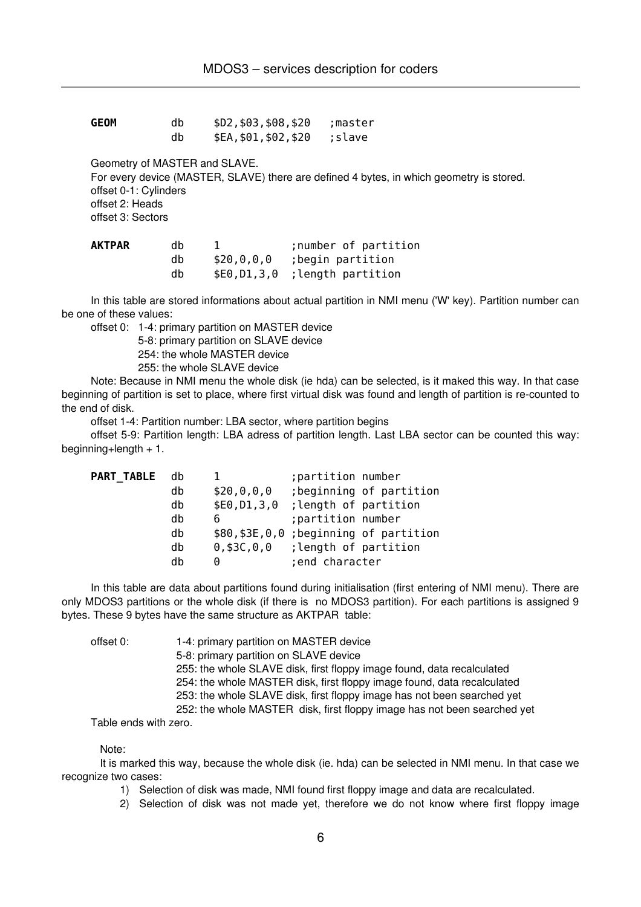```
GEOM        db      $D2,$03,$08,$20   ;master
            db      $EA,$01,$02,$20   ;slave
```

Geometry of MASTER and SLAVE.

For every device (MASTER, SLAVE) there are defined 4 bytes, in which geometry is stored.

offset 0-1: Cylinders

offset 2: Heads

offset 3: Sectors

```
AKTPAR      db      1             ;number of partition
            db      $20,0,0,0     ;begin partition
            db      $E0,D1,3,0    ;length partition
```

In this table are stored informations about actual partition in NMI menu ('W' key). Partition number can be one of these values:

offset 0: 1-4: primary partition on MASTER device
5-8: primary partition on SLAVE device
254: the whole MASTER device
255: the whole SLAVE device

Note: Because in NMI menu the whole disk (ie hda) can be selected, is it maked this way. In that case beginning of partition is set to place, where first virtual disk was found and length of partition is re-counted to the end of disk.

offset 1-4: Partition number: LBA sector, where partition begins

offset 5-9: Partition length: LBA adress of partition length. Last LBA sector can be counted this way: beginning+length + 1.

```
PART_TABLE  db      1             ;partition number
            db      $20,0,0,0     ;beginning of partition
            db      $E0,D1,3,0    ;length of partition
            db      6             ;partition number
            db      $80,$3E,0,0   ;beginning of partition
            db      0,$3C,0,0     ;length of partition
            db      0             ;end character
```

In this table are data about partitions found during initialisation (first entering of NMI menu). There are only MDOS3 partitions or the whole disk (if there is no MDOS3 partition). For each partitions is assigned 9 bytes. These 9 bytes have the same structure as AKTPAR table:

offset 0: 1-4: primary partition on MASTER device
5-8: primary partition on SLAVE device
255: the whole SLAVE disk, first floppy image found, data recalculated
254: the whole MASTER disk, first floppy image found, data recalculated
253: the whole SLAVE disk, first floppy image has not been searched yet
252: the whole MASTER disk, first floppy image has not been searched yet

Table ends with zero.

Note:

It is marked this way, because the whole disk (ie. hda) can be selected in NMI menu. In that case we recognize two cases:

1) Selection of disk was made, NMI found first floppy image and data are recalculated.
2) Selection of disk was not made yet, therefore we do not know where first floppy image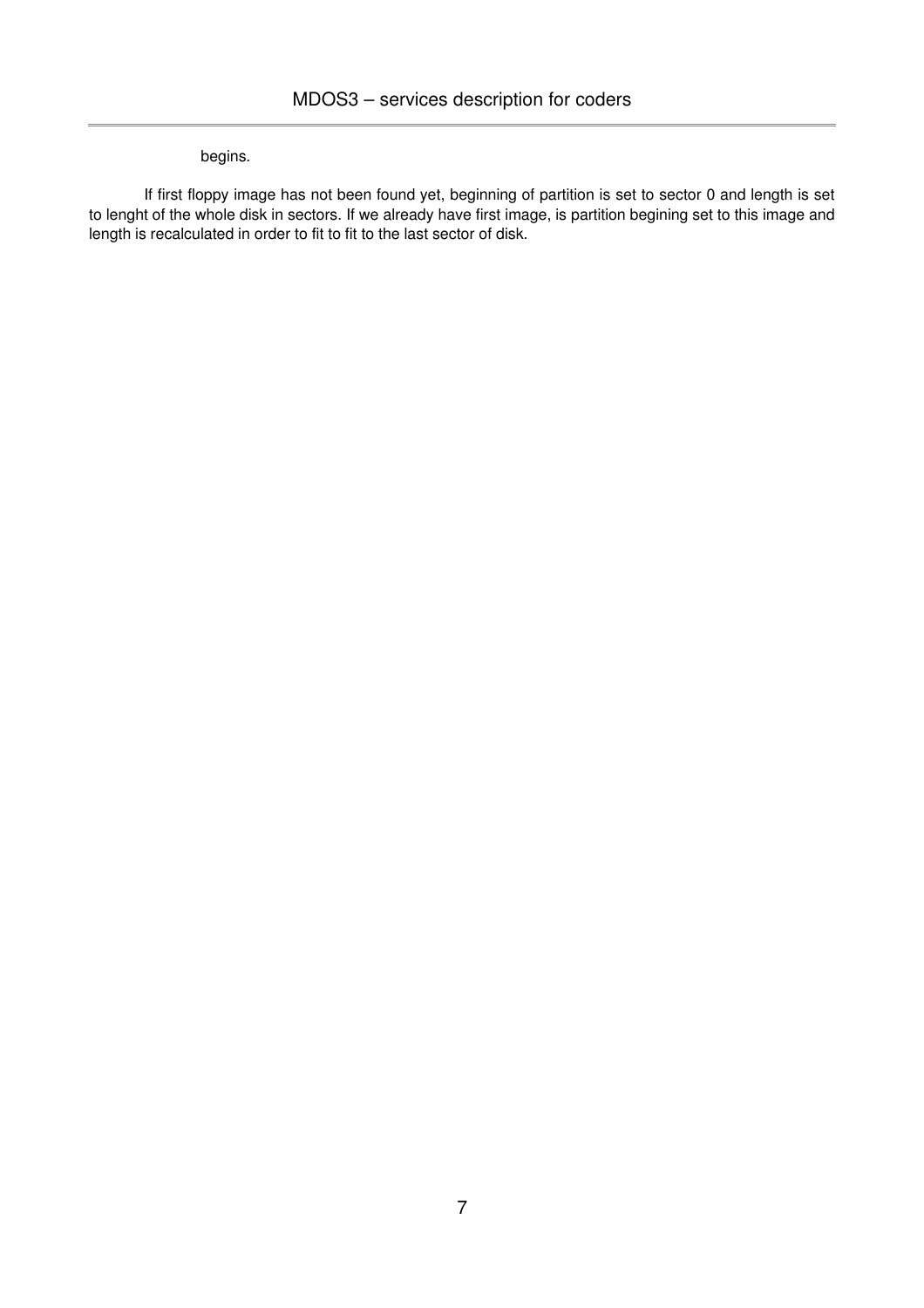begins.

If first floppy image has not been found yet, beginning of partition is set to sector 0 and length is set to lenght of the whole disk in sectors. If we already have first image, is partition begining set to this image and length is recalculated in order to fit to fit to the last sector of disk.